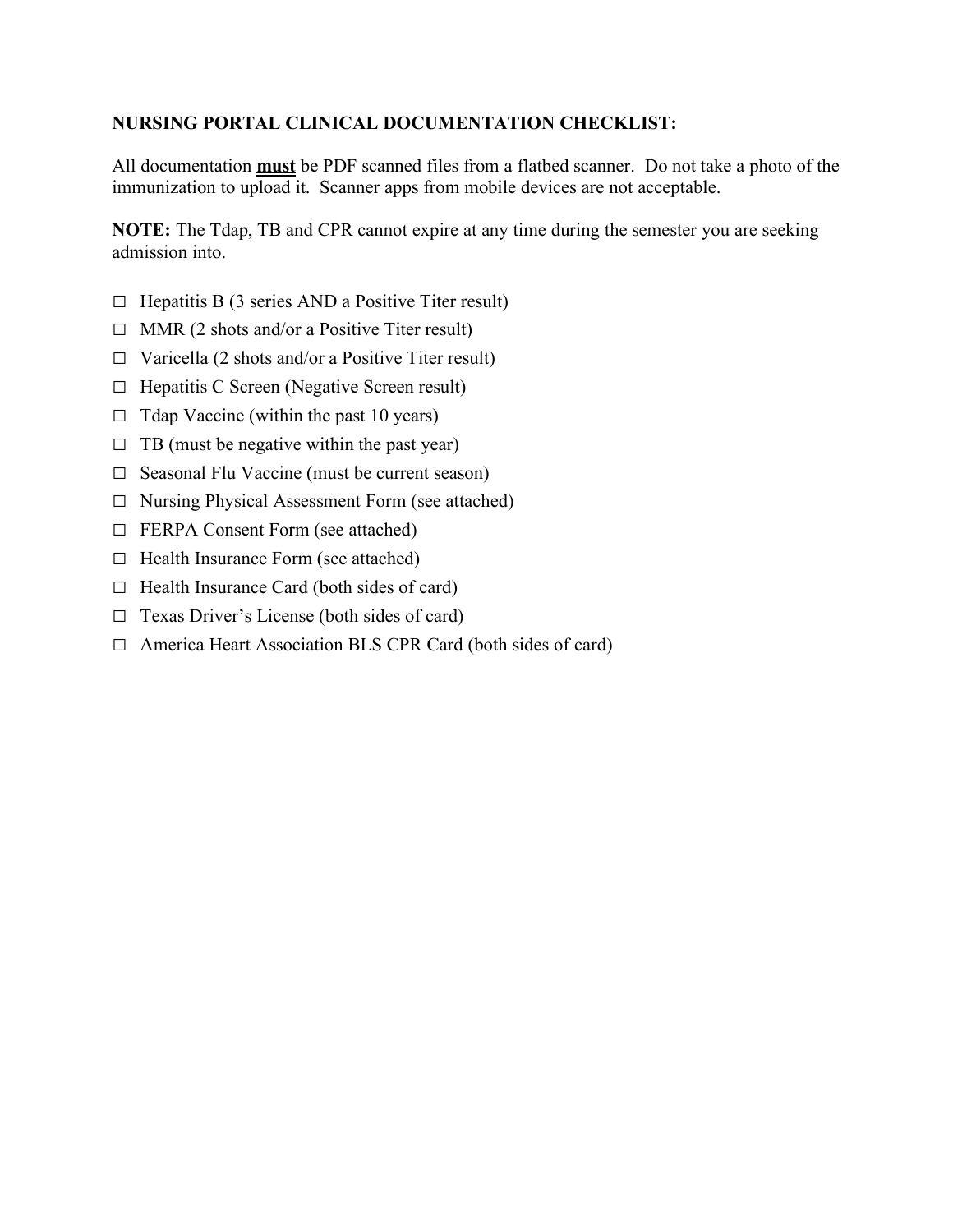**NURSING PORTAL CLINICAL DOCUMENTATION CHECKLIST:**

All documentation **<u>must</u>** be PDF scanned files from a flatbed scanner. Do not take a photo of the immunization to upload it. Scanner apps from mobile devices are not acceptable.

**NOTE:** The Tdap, TB and CPR cannot expire at any time during the semester you are seeking admission into.

- ☐ Hepatitis B (3 series AND a Positive Titer result)
- ☐ MMR (2 shots and/or a Positive Titer result)
- ☐ Varicella (2 shots and/or a Positive Titer result)
- ☐ Hepatitis C Screen (Negative Screen result)
- ☐ Tdap Vaccine (within the past 10 years)
- ☐ TB (must be negative within the past year)
- ☐ Seasonal Flu Vaccine (must be current season)
- ☐ Nursing Physical Assessment Form (see attached)
- ☐ FERPA Consent Form (see attached)
- ☐ Health Insurance Form (see attached)
- ☐ Health Insurance Card (both sides of card)
- ☐ Texas Driver's License (both sides of card)
- ☐ America Heart Association BLS CPR Card (both sides of card)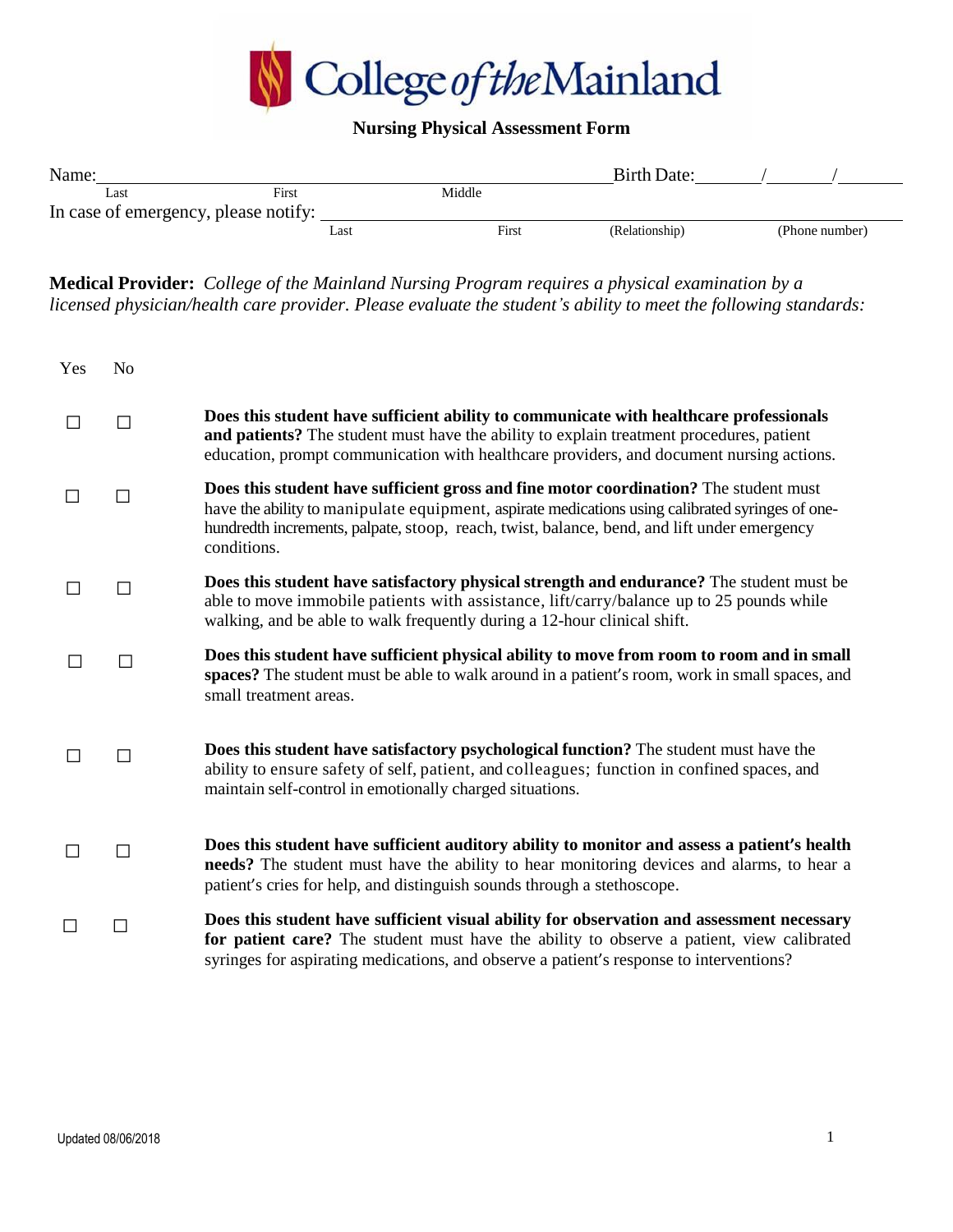College *of the* Mainland

## Nursing Physical Assessment Form

Name: ______________________________________________ Birth Date: _____/_____/_____
Last &nbsp;&nbsp;&nbsp;&nbsp;&nbsp;&nbsp;&nbsp;&nbsp; First &nbsp;&nbsp;&nbsp;&nbsp;&nbsp;&nbsp;&nbsp;&nbsp; Middle

In case of emergency, please notify: ______________________________________________
Last &nbsp;&nbsp;&nbsp;&nbsp;&nbsp;&nbsp;&nbsp;&nbsp; First &nbsp;&nbsp;&nbsp;&nbsp;&nbsp;&nbsp;&nbsp;&nbsp; (Relationship) &nbsp;&nbsp;&nbsp;&nbsp;&nbsp;&nbsp;&nbsp;&nbsp; (Phone number)

**Medical Provider:** *College of the Mainland Nursing Program requires a physical examination by a licensed physician/health care provider. Please evaluate the student's ability to meet the following standards:*

| Yes | No | |
|---|---|---|
| ☐ | ☐ | **Does this student have sufficient ability to communicate with healthcare professionals and patients?** The student must have the ability to explain treatment procedures, patient education, prompt communication with healthcare providers, and document nursing actions. |
| ☐ | ☐ | **Does this student have sufficient gross and fine motor coordination?** The student must have the ability to manipulate equipment, aspirate medications using calibrated syringes of one-hundredth increments, palpate, stoop, reach, twist, balance, bend, and lift under emergency conditions. |
| ☐ | ☐ | **Does this student have satisfactory physical strength and endurance?** The student must be able to move immobile patients with assistance, lift/carry/balance up to 25 pounds while walking, and be able to walk frequently during a 12-hour clinical shift. |
| ☐ | ☐ | **Does this student have sufficient physical ability to move from room to room and in small spaces?** The student must be able to walk around in a patient's room, work in small spaces, and small treatment areas. |
| ☐ | ☐ | **Does this student have satisfactory psychological function?** The student must have the ability to ensure safety of self, patient, and colleagues; function in confined spaces, and maintain self-control in emotionally charged situations. |
| ☐ | ☐ | **Does this student have sufficient auditory ability to monitor and assess a patient's health needs?** The student must have the ability to hear monitoring devices and alarms, to hear a patient's cries for help, and distinguish sounds through a stethoscope. |
| ☐ | ☐ | **Does this student have sufficient visual ability for observation and assessment necessary for patient care?** The student must have the ability to observe a patient, view calibrated syringes for aspirating medications, and observe a patient's response to interventions? |

Updated 08/06/2018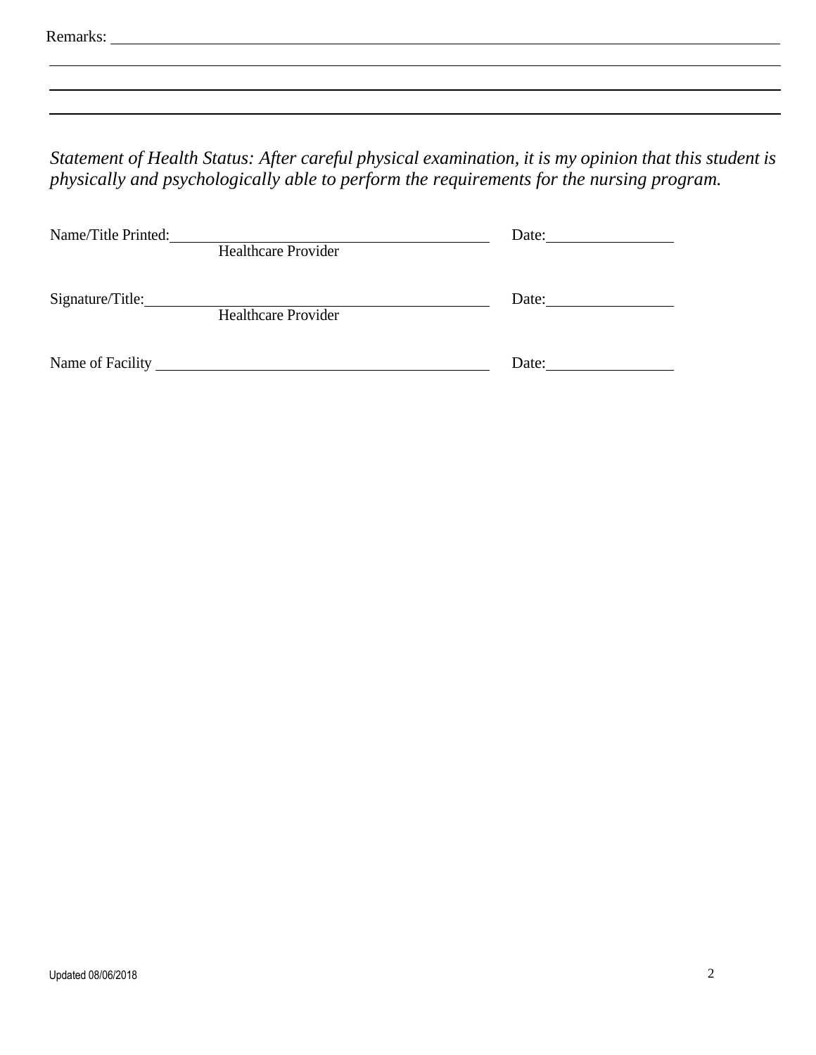Remarks: ______________________________________________________________________________

______________________________________________________________________________

______________________________________________________________________________

______________________________________________________________________________

*Statement of Health Status: After careful physical examination, it is my opinion that this student is physically and psychologically able to perform the requirements for the nursing program.*

Name/Title Printed: ________________________________ Date: ______________
Healthcare Provider

Signature/Title: ________________________________ Date: ______________
Healthcare Provider

Name of Facility ________________________________ Date: ______________

Updated 08/06/2018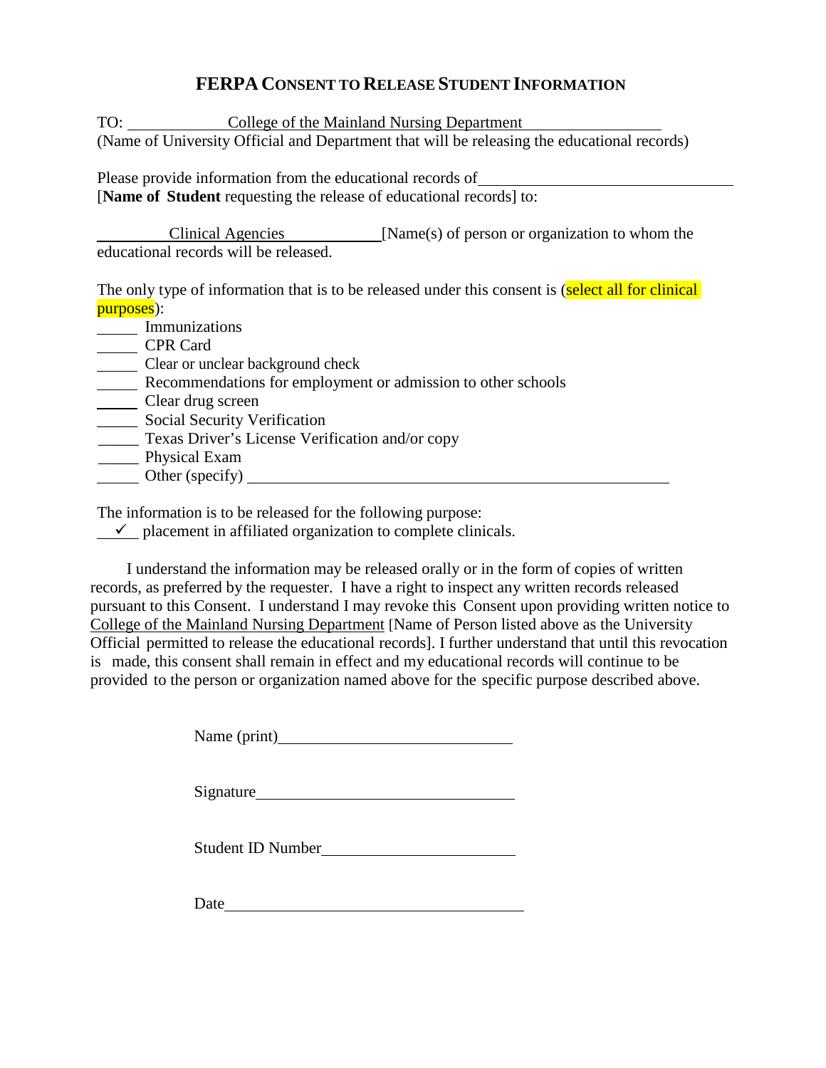# FERPA CONSENT TO RELEASE STUDENT INFORMATION

TO: College of the Mainland Nursing Department
(Name of University Official and Department that will be releasing the educational records)

Please provide information from the educational records of ______________________________
[**Name of Student** requesting the release of educational records] to:

Clinical Agencies [Name(s) of person or organization to whom the educational records will be released.

The only type of information that is to be released under this consent is (select all for clinical purposes):

_____ Immunizations
_____ CPR Card
_____ Clear or unclear background check
_____ Recommendations for employment or admission to other schools
_____ Clear drug screen
_____ Social Security Verification
_____ Texas Driver's License Verification and/or copy
_____ Physical Exam
_____ Other (specify) ______________________________________________

The information is to be released for the following purpose:
✓ placement in affiliated organization to complete clinicals.

I understand the information may be released orally or in the form of copies of written records, as preferred by the requester. I have a right to inspect any written records released pursuant to this Consent. I understand I may revoke this Consent upon providing written notice to College of the Mainland Nursing Department [Name of Person listed above as the University Official permitted to release the educational records]. I further understand that until this revocation is made, this consent shall remain in effect and my educational records will continue to be provided to the person or organization named above for the specific purpose described above.

Name (print)______________________________

Signature______________________________

Student ID Number______________________________

Date______________________________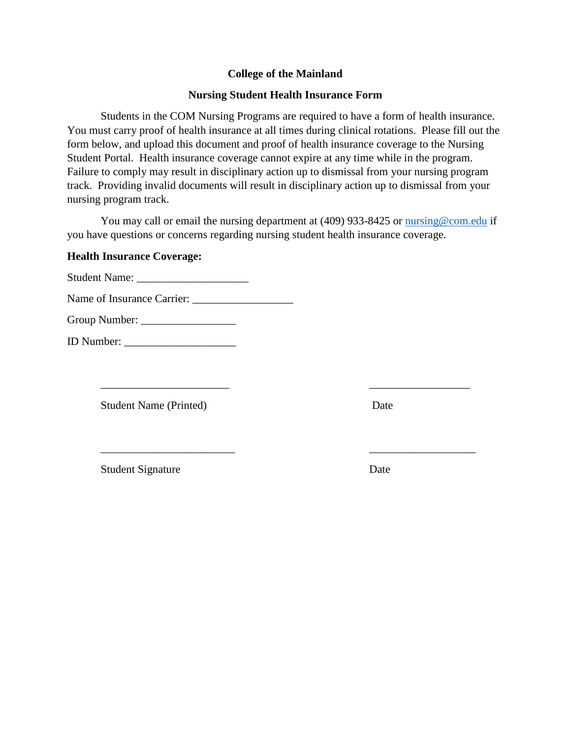**College of the Mainland**

**Nursing Student Health Insurance Form**

Students in the COM Nursing Programs are required to have a form of health insurance. You must carry proof of health insurance at all times during clinical rotations. Please fill out the form below, and upload this document and proof of health insurance coverage to the Nursing Student Portal. Health insurance coverage cannot expire at any time while in the program. Failure to comply may result in disciplinary action up to dismissal from your nursing program track. Providing invalid documents will result in disciplinary action up to dismissal from your nursing program track.

You may call or email the nursing department at (409) 933-8425 or nursing@com.edu if you have questions or concerns regarding nursing student health insurance coverage.

**Health Insurance Coverage:**

Student Name: ____________________

Name of Insurance Carrier: __________________

Group Number: _________________

ID Number: ____________________

_______________________ __________________

Student Name (Printed) Date

________________________ ___________________

Student Signature Date